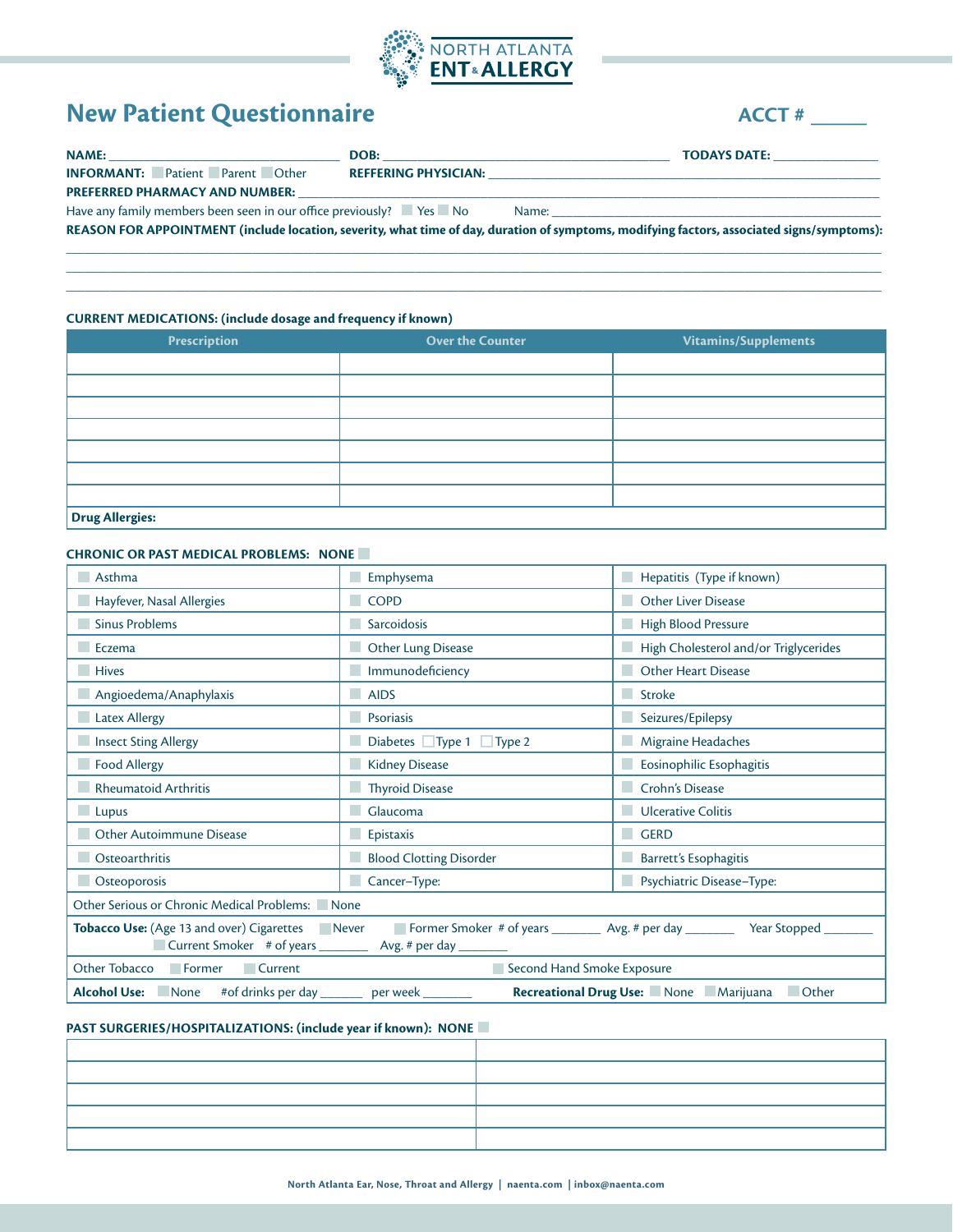NORTH ATLANTA
**ENT & ALLERGY**

# New Patient Questionnaire

**ACCT #** ______

**NAME:** ______________________________ **DOB:** ______________________________ **TODAYS DATE:** ______________

**INFORMANT:** ☐ Patient ☐ Parent ☐ Other **REFFERING PHYSICIAN:** ______________________________

**PREFERRED PHARMACY AND NUMBER:** ______________________________

Have any family members been seen in our office previously? ☐ Yes ☐ No Name: ______________________________

**REASON FOR APPOINTMENT (include location, severity, what time of day, duration of symptoms, modifying factors, associated signs/symptoms):**

______________________________________________________________________________

______________________________________________________________________________

______________________________________________________________________________

**CURRENT MEDICATIONS: (include dosage and frequency if known)**

| Prescription | Over the Counter | Vitamins/Supplements |
|---|---|---|
| | | |
| | | |
| | | |
| | | |
| | | |
| | | |
| | | |
| **Drug Allergies:** | | |

**CHRONIC OR PAST MEDICAL PROBLEMS: NONE** ☐

| | | |
|---|---|---|
| ☐ Asthma | ☐ Emphysema | ☐ Hepatitis (Type if known) |
| ☐ Hayfever, Nasal Allergies | ☐ COPD | ☐ Other Liver Disease |
| ☐ Sinus Problems | ☐ Sarcoidosis | ☐ High Blood Pressure |
| ☐ Eczema | ☐ Other Lung Disease | ☐ High Cholesterol and/or Triglycerides |
| ☐ Hives | ☐ Immunodeficiency | ☐ Other Heart Disease |
| ☐ Angioedema/Anaphylaxis | ☐ AIDS | ☐ Stroke |
| ☐ Latex Allergy | ☐ Psoriasis | ☐ Seizures/Epilepsy |
| ☐ Insect Sting Allergy | ☐ Diabetes ☐ Type 1 ☐ Type 2 | ☐ Migraine Headaches |
| ☐ Food Allergy | ☐ Kidney Disease | ☐ Eosinophilic Esophagitis |
| ☐ Rheumatoid Arthritis | ☐ Thyroid Disease | ☐ Crohn's Disease |
| ☐ Lupus | ☐ Glaucoma | ☐ Ulcerative Colitis |
| ☐ Other Autoimmune Disease | ☐ Epistaxis | ☐ GERD |
| ☐ Osteoarthritis | ☐ Blood Clotting Disorder | ☐ Barrett's Esophagitis |
| ☐ Osteoporosis | ☐ Cancer–Type: | ☐ Psychiatric Disease–Type: |
| Other Serious or Chronic Medical Problems: ☐ None | | |
| **Tobacco Use:** (Age 13 and over) Cigarettes ☐ Never ☐ Former Smoker # of years _______ Avg. # per day _______ Year Stopped _______ ☐ Current Smoker # of years _______ Avg. # per day _______ | | |
| Other Tobacco ☐ Former ☐ Current | ☐ Second Hand Smoke Exposure | |
| **Alcohol Use:** ☐ None #of drinks per day ______ per week _______ | **Recreational Drug Use:** ☐ None ☐ Marijuana ☐ Other | |

**PAST SURGERIES/HOSPITALIZATIONS: (include year if known): NONE** ☐

| | |
|---|---|
| | |
| | |
| | |
| | |
| | |

North Atlanta Ear, Nose, Throat and Allergy | naenta.com | inbox@naenta.com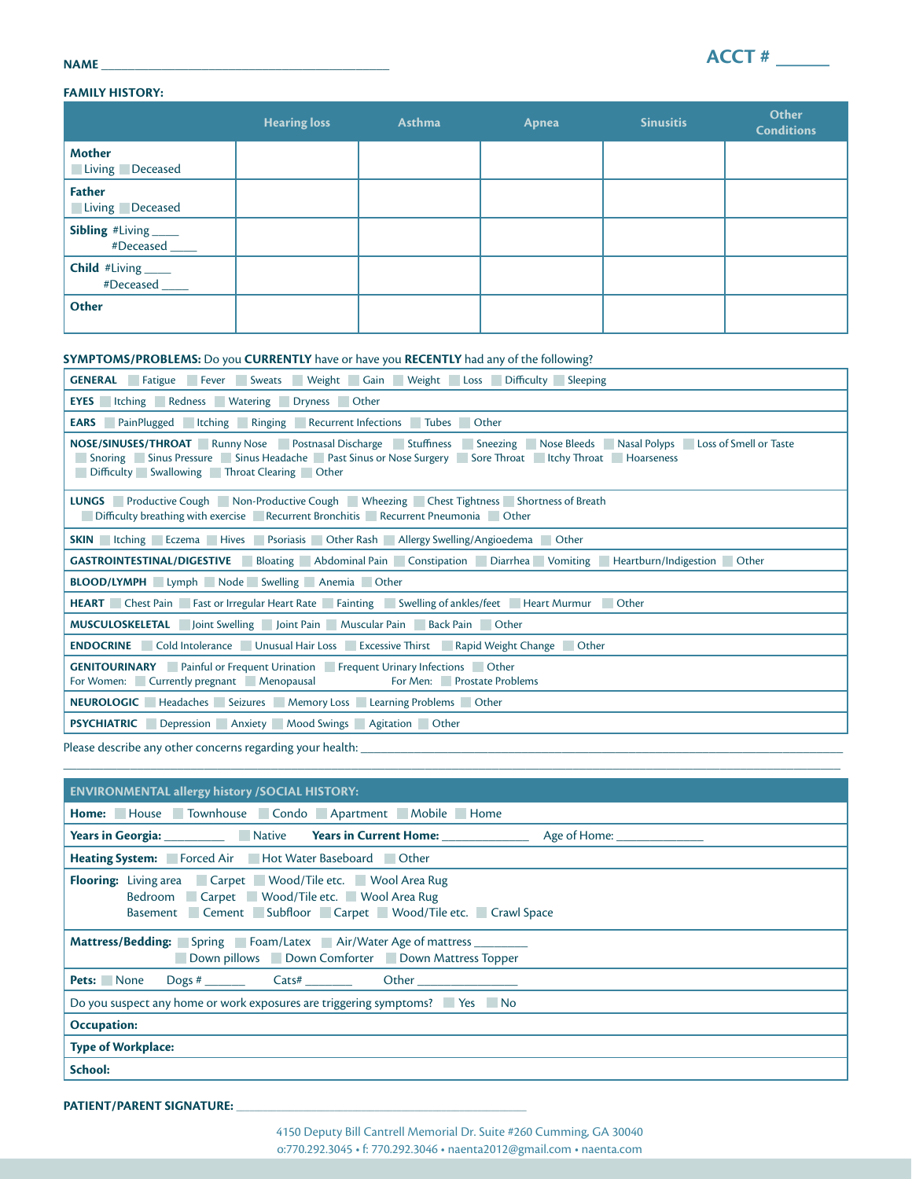**NAME** ____________________________________________

**ACCT #** ______

**FAMILY HISTORY:**

| | Hearing loss | Asthma | Apnea | Sinusitis | Other Conditions |
|---|---|---|---|---|---|
| **Mother** ☐ Living ☐ Deceased | | | | | |
| **Father** ☐ Living ☐ Deceased | | | | | |
| **Sibling** #Living ____ #Deceased ____ | | | | | |
| **Child** #Living ____ #Deceased ____ | | | | | |
| **Other** | | | | | |

**SYMPTOMS/PROBLEMS:** Do you **CURRENTLY** have or have you **RECENTLY** had any of the following?

| | |
|---|---|
| **GENERAL** | ☐ Fatigue ☐ Fever ☐ Sweats ☐ Weight ☐ Gain ☐ Weight ☐ Loss ☐ Difficulty ☐ Sleeping |
| **EYES** | ☐ Itching ☐ Redness ☐ Watering ☐ Dryness ☐ Other |
| **EARS** | ☐ PainPlugged ☐ Itching ☐ Ringing ☐ Recurrent Infections ☐ Tubes ☐ Other |
| **NOSE/SINUSES/THROAT** | ☐ Runny Nose ☐ Postnasal Discharge ☐ Stuffiness ☐ Sneezing ☐ Nose Bleeds ☐ Nasal Polyps ☐ Loss of Smell or Taste ☐ Snoring ☐ Sinus Pressure ☐ Sinus Headache ☐ Past Sinus or Nose Surgery ☐ Sore Throat ☐ Itchy Throat ☐ Hoarseness ☐ Difficulty ☐ Swallowing ☐ Throat Clearing ☐ Other |
| **LUNGS** | ☐ Productive Cough ☐ Non-Productive Cough ☐ Wheezing ☐ Chest Tightness ☐ Shortness of Breath ☐ Difficulty breathing with exercise ☐ Recurrent Bronchitis ☐ Recurrent Pneumonia ☐ Other |
| **SKIN** | ☐ Itching ☐ Eczema ☐ Hives ☐ Psoriasis ☐ Other Rash ☐ Allergy Swelling/Angioedema ☐ Other |
| **GASTROINTESTINAL/DIGESTIVE** | ☐ Bloating ☐ Abdominal Pain ☐ Constipation ☐ Diarrhea ☐ Vomiting ☐ Heartburn/Indigestion ☐ Other |
| **BLOOD/LYMPH** | ☐ Lymph ☐ Node ☐ Swelling ☐ Anemia ☐ Other |
| **HEART** | ☐ Chest Pain ☐ Fast or Irregular Heart Rate ☐ Fainting ☐ Swelling of ankles/feet ☐ Heart Murmur ☐ Other |
| **MUSCULOSKELETAL** | ☐ Joint Swelling ☐ Joint Pain ☐ Muscular Pain ☐ Back Pain ☐ Other |
| **ENDOCRINE** | ☐ Cold Intolerance ☐ Unusual Hair Loss ☐ Excessive Thirst ☐ Rapid Weight Change ☐ Other |
| **GENITOURINARY** | ☐ Painful or Frequent Urination ☐ Frequent Urinary Infections ☐ Other For Women: ☐ Currently pregnant ☐ Menopausal For Men: ☐ Prostate Problems |
| **NEUROLOGIC** | ☐ Headaches ☐ Seizures ☐ Memory Loss ☐ Learning Problems ☐ Other |
| **PSYCHIATRIC** | ☐ Depression ☐ Anxiety ☐ Mood Swings ☐ Agitation ☐ Other |

Please describe any other concerns regarding your health: ______________________________________________

______________________________________________________________________________

**ENVIRONMENTAL allergy history /SOCIAL HISTORY:**

| | |
|---|---|
| **Home:** | ☐ House ☐ Townhouse ☐ Condo ☐ Apartment ☐ Mobile ☐ Home |
| **Years in Georgia:** _________ ☐ Native | **Years in Current Home:** _____________ Age of Home: _____________ |
| **Heating System:** | ☐ Forced Air ☐ Hot Water Baseboard ☐ Other |
| **Flooring:** | Living area ☐ Carpet ☐ Wood/Tile etc. ☐ Wool Area Rug<br>Bedroom ☐ Carpet ☐ Wood/Tile etc. ☐ Wool Area Rug<br>Basement ☐ Cement ☐ Subfloor ☐ Carpet ☐ Wood/Tile etc. ☐ Crawl Space |
| **Mattress/Bedding:** | ☐ Spring ☐ Foam/Latex ☐ Air/Water Age of mattress ________<br>☐ Down pillows ☐ Down Comforter ☐ Down Mattress Topper |
| **Pets:** | ☐ None Dogs # ______ Cats# _______ Other _______________ |
| Do you suspect any home or work exposures are triggering symptoms? | ☐ Yes ☐ No |
| **Occupation:** | |
| **Type of Workplace:** | |
| **School:** | |

**PATIENT/PARENT SIGNATURE:** ____________________________________________

4150 Deputy Bill Cantrell Memorial Dr. Suite #260 Cumming, GA 30040
o:770.292.3045 • f: 770.292.3046 • naenta2012@gmail.com • naenta.com